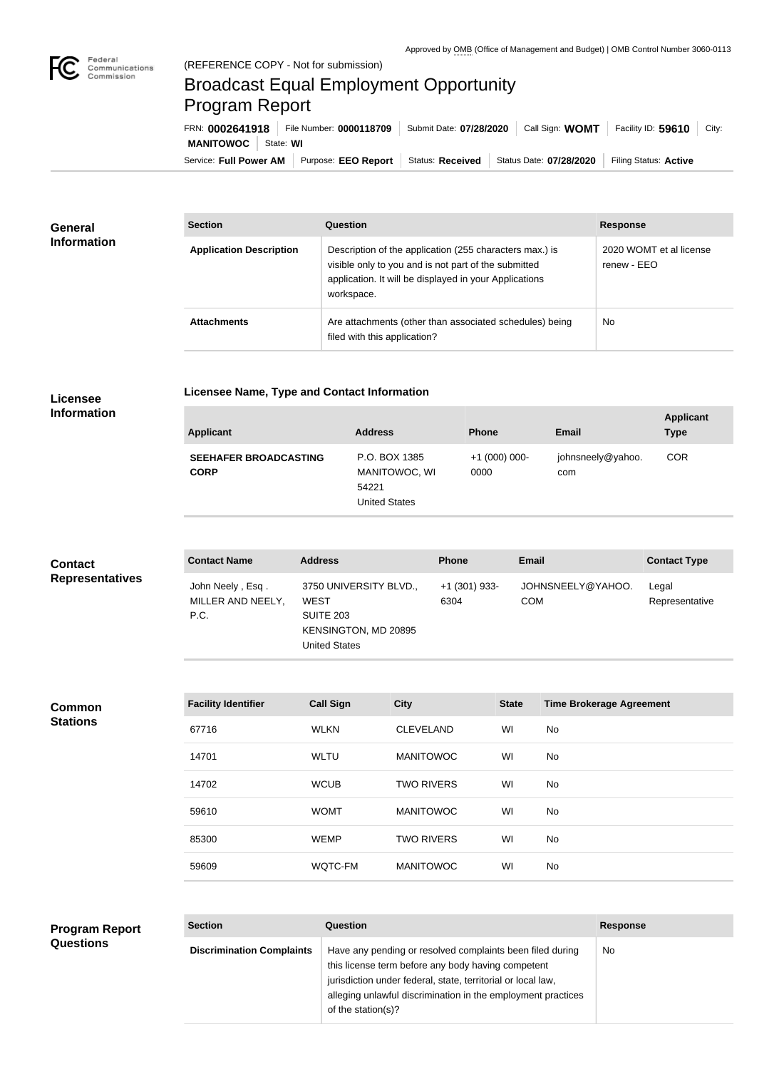Approved by OMB (Office of Management and Budget) | OMB Control Number 3060-0113

Federal Communications Commission

(REFERENCE COPY - Not for submission)

# Broadcast Equal Employment Opportunity Program Report

FRN: **0002641918** | File Number: **0000118709** | Submit Date: **07/28/2020** | Call Sign: **WOMT** | Facility ID: **59610** | City: **MANITOWOC** | State: **WI**

Service: **Full Power AM** | Purpose: **EEO Report** | Status: **Received** | Status Date: **07/28/2020** | Filing Status: **Active**

## General Information

| Section | Question | Response |
| --- | --- | --- |
| **Application Description** | Description of the application (255 characters max.) is visible only to you and is not part of the submitted application. It will be displayed in your Applications workspace. | 2020 WOMT et al license renew - EEO |
| **Attachments** | Are attachments (other than associated schedules) being filed with this application? | No |

## Licensee Information

### Licensee Name, Type and Contact Information

| Applicant | Address | Phone | Email | Applicant Type |
| --- | --- | --- | --- | --- |
| **SEEHAFER BROADCASTING CORP** | P.O. BOX 1385<br>MANITOWOC, WI 54221<br>United States | +1 (000) 000-0000 | johnsneely@yahoo.com | COR |

## Contact Representatives

| Contact Name | Address | Phone | Email | Contact Type |
| --- | --- | --- | --- | --- |
| John Neely , Esq .<br>MILLER AND NEELY, P.C. | 3750 UNIVERSITY BLVD., WEST<br>SUITE 203<br>KENSINGTON, MD 20895<br>United States | +1 (301) 933-6304 | JOHNSNEELY@YAHOO.COM | Legal Representative |

## Common Stations

| Facility Identifier | Call Sign | City | State | Time Brokerage Agreement |
| --- | --- | --- | --- | --- |
| 67716 | WLKN | CLEVELAND | WI | No |
| 14701 | WLTU | MANITOWOC | WI | No |
| 14702 | WCUB | TWO RIVERS | WI | No |
| 59610 | WOMT | MANITOWOC | WI | No |
| 85300 | WEMP | TWO RIVERS | WI | No |
| 59609 | WQTC-FM | MANITOWOC | WI | No |

## Program Report Questions

| Section | Question | Response |
| --- | --- | --- |
| **Discrimination Complaints** | Have any pending or resolved complaints been filed during this license term before any body having competent jurisdiction under federal, state, territorial or local law, alleging unlawful discrimination in the employment practices of the station(s)? | No |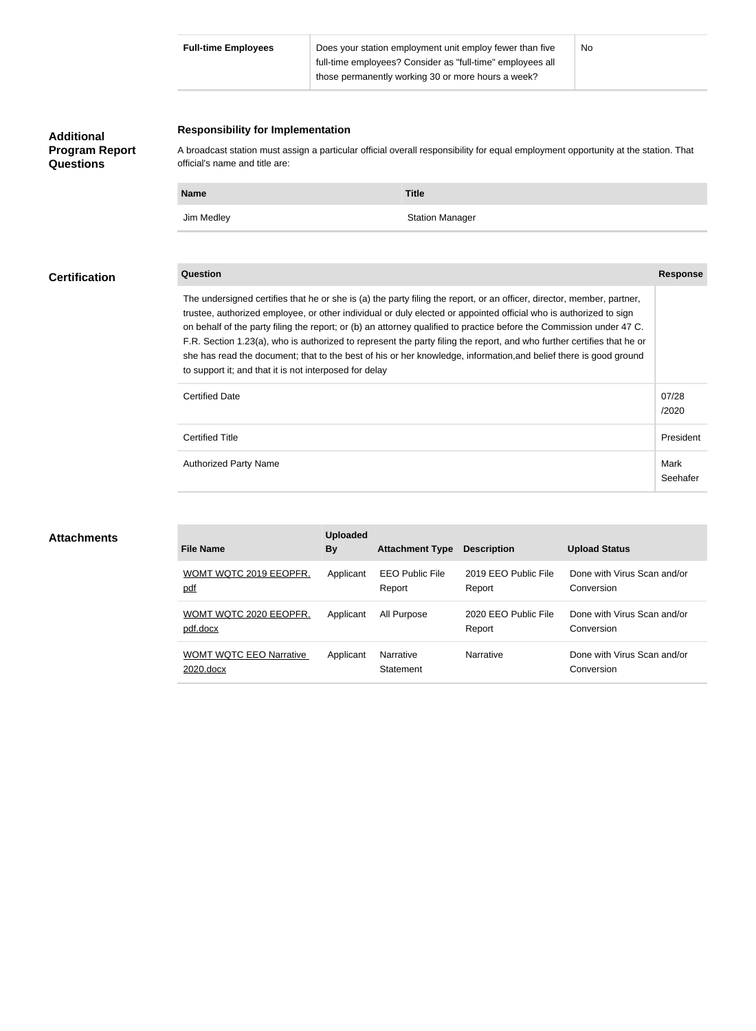| | | |
|---|---|---|
| **Full-time Employees** | Does your station employment unit employ fewer than five full-time employees? Consider as "full-time" employees all those permanently working 30 or more hours a week? | No |

## Additional Program Report Questions

### Responsibility for Implementation

A broadcast station must assign a particular official overall responsibility for equal employment opportunity at the station. That official's name and title are:

| Name | Title |
|---|---|
| Jim Medley | Station Manager |

## Certification

| Question | Response |
|---|---|
| The undersigned certifies that he or she is (a) the party filing the report, or an officer, director, member, partner, trustee, authorized employee, or other individual or duly elected or appointed official who is authorized to sign on behalf of the party filing the report; or (b) an attorney qualified to practice before the Commission under 47 C. F.R. Section 1.23(a), who is authorized to represent the party filing the report, and who further certifies that he or she has read the document; that to the best of his or her knowledge, information,and belief there is good ground to support it; and that it is not interposed for delay | |
| Certified Date | 07/28/2020 |
| Certified Title | President |
| Authorized Party Name | Mark Seehafer |

## Attachments

| File Name | Uploaded By | Attachment Type | Description | Upload Status |
|---|---|---|---|---|
| WOMT WQTC 2019 EEOPFR.pdf | Applicant | EEO Public File Report | 2019 EEO Public File Report | Done with Virus Scan and/or Conversion |
| WOMT WQTC 2020 EEOPFR.pdf.docx | Applicant | All Purpose | 2020 EEO Public File Report | Done with Virus Scan and/or Conversion |
| WOMT WQTC EEO Narrative 2020.docx | Applicant | Narrative Statement | Narrative | Done with Virus Scan and/or Conversion |